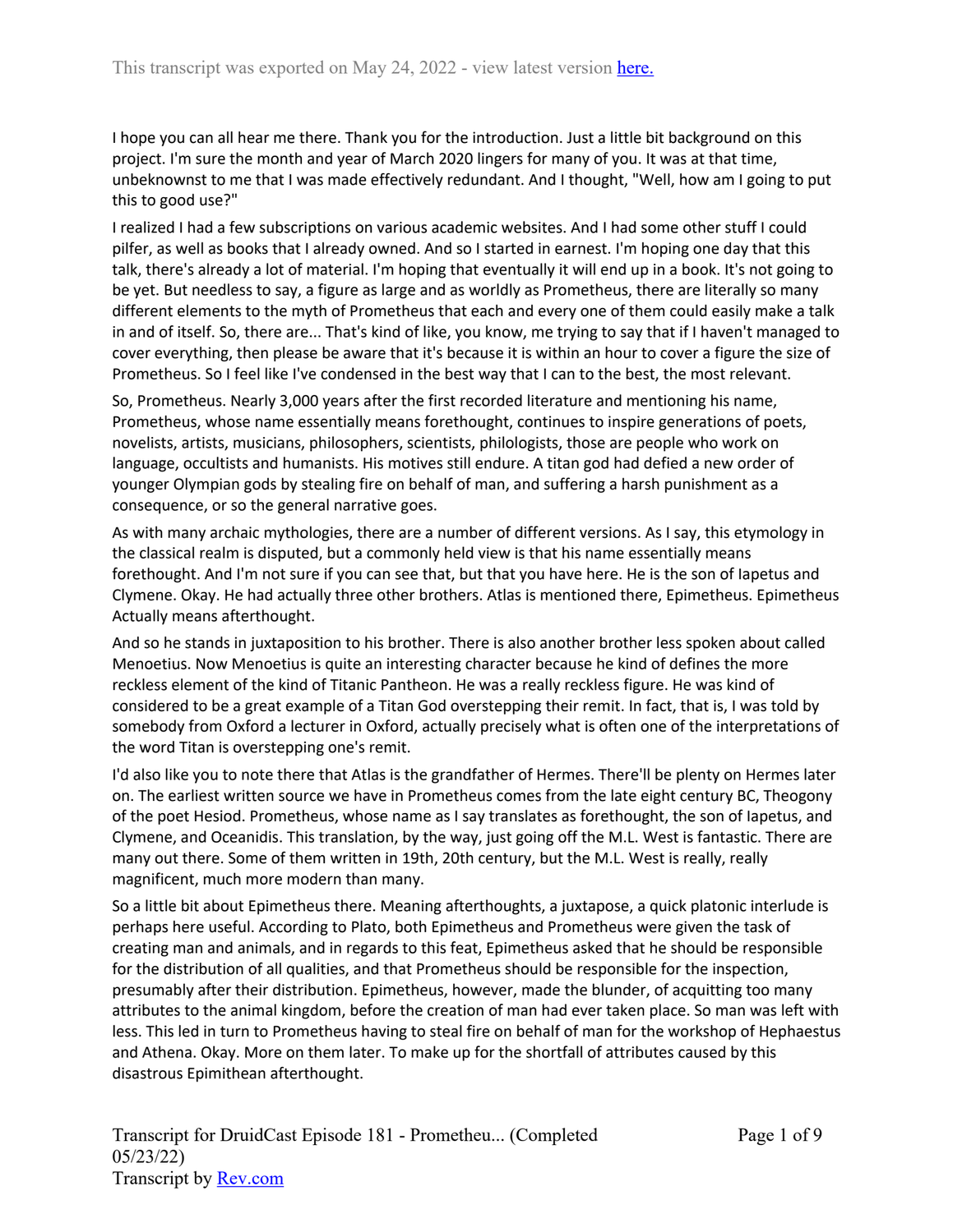I hope you can all hear me there. Thank you for the introduction. Just a little bit background on this project. I'm sure the month and year of March 2020 lingers for many of you. It was at that time, unbeknownst to me that I was made effectively redundant. And I thought, "Well, how am I going to put this to good use?"

I realized I had a few subscriptions on various academic websites. And I had some other stuff I could pilfer, as well as books that I already owned. And so I started in earnest. I'm hoping one day that this talk, there's already a lot of material. I'm hoping that eventually it will end up in a book. It's not going to be yet. But needless to say, a figure as large and as worldly as Prometheus, there are literally so many different elements to the myth of Prometheus that each and every one of them could easily make a talk in and of itself. So, there are... That's kind of like, you know, me trying to say that if I haven't managed to cover everything, then please be aware that it's because it is within an hour to cover a figure the size of Prometheus. So I feel like I've condensed in the best way that I can to the best, the most relevant.

So, Prometheus. Nearly 3,000 years after the first recorded literature and mentioning his name, Prometheus, whose name essentially means forethought, continues to inspire generations of poets, novelists, artists, musicians, philosophers, scientists, philologists, those are people who work on language, occultists and humanists. His motives still endure. A titan god had defied a new order of younger Olympian gods by stealing fire on behalf of man, and suffering a harsh punishment as a consequence, or so the general narrative goes.

As with many archaic mythologies, there are a number of different versions. As I say, this etymology in the classical realm is disputed, but a commonly held view is that his name essentially means forethought. And I'm not sure if you can see that, but that you have here. He is the son of Iapetus and Clymene. Okay. He had actually three other brothers. Atlas is mentioned there, Epimetheus. Epimetheus Actually means afterthought.

And so he stands in juxtaposition to his brother. There is also another brother less spoken about called Menoetius. Now Menoetius is quite an interesting character because he kind of defines the more reckless element of the kind of Titanic Pantheon. He was a really reckless figure. He was kind of considered to be a great example of a Titan God overstepping their remit. In fact, that is, I was told by somebody from Oxford a lecturer in Oxford, actually precisely what is often one of the interpretations of the word Titan is overstepping one's remit.

I'd also like you to note there that Atlas is the grandfather of Hermes. There'll be plenty on Hermes later on. The earliest written source we have in Prometheus comes from the late eight century BC, Theogony of the poet Hesiod. Prometheus, whose name as I say translates as forethought, the son of Iapetus, and Clymene, and Oceanidis. This translation, by the way, just going off the M.L. West is fantastic. There are many out there. Some of them written in 19th, 20th century, but the M.L. West is really, really magnificent, much more modern than many.

So a little bit about Epimetheus there. Meaning afterthoughts, a juxtapose, a quick platonic interlude is perhaps here useful. According to Plato, both Epimetheus and Prometheus were given the task of creating man and animals, and in regards to this feat, Epimetheus asked that he should be responsible for the distribution of all qualities, and that Prometheus should be responsible for the inspection, presumably after their distribution. Epimetheus, however, made the blunder, of acquitting too many attributes to the animal kingdom, before the creation of man had ever taken place. So man was left with less. This led in turn to Prometheus having to steal fire on behalf of man for the workshop of Hephaestus and Athena. Okay. More on them later. To make up for the shortfall of attributes caused by this disastrous Epimithean afterthought.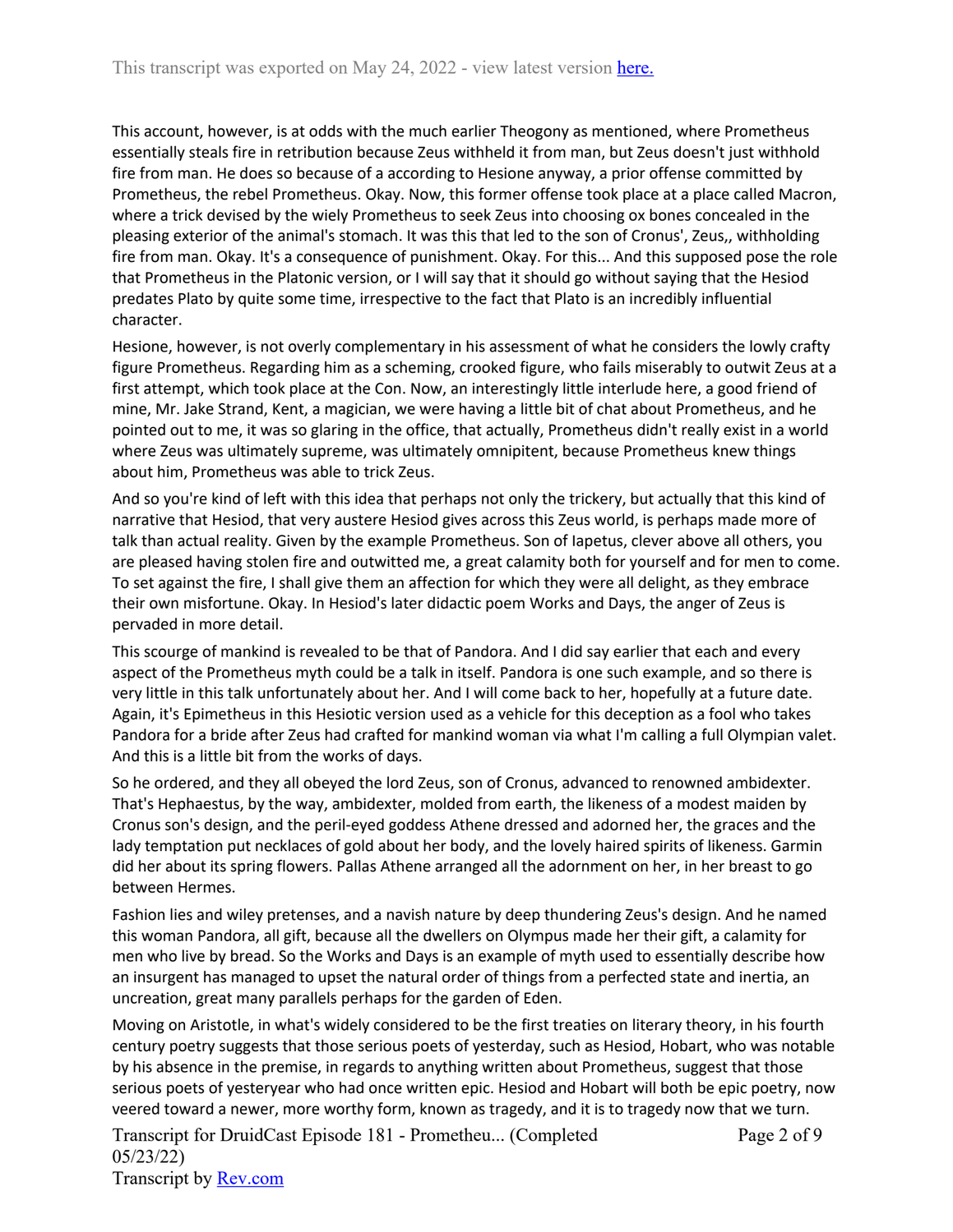This account, however, is at odds with the much earlier Theogony as mentioned, where Prometheus essentially steals fire in retribution because Zeus withheld it from man, but Zeus doesn't just withhold fire from man. He does so because of a according to Hesione anyway, a prior offense committed by Prometheus, the rebel Prometheus. Okay. Now, this former offense took place at a place called Macron, where a trick devised by the wiely Prometheus to seek Zeus into choosing ox bones concealed in the pleasing exterior of the animal's stomach. It was this that led to the son of Cronus', Zeus,, withholding fire from man. Okay. It's a consequence of punishment. Okay. For this... And this supposed pose the role that Prometheus in the Platonic version, or I will say that it should go without saying that the Hesiod predates Plato by quite some time, irrespective to the fact that Plato is an incredibly influential character.

Hesione, however, is not overly complementary in his assessment of what he considers the lowly crafty figure Prometheus. Regarding him as a scheming, crooked figure, who fails miserably to outwit Zeus at a first attempt, which took place at the Con. Now, an interestingly little interlude here, a good friend of mine, Mr. Jake Strand, Kent, a magician, we were having a little bit of chat about Prometheus, and he pointed out to me, it was so glaring in the office, that actually, Prometheus didn't really exist in a world where Zeus was ultimately supreme, was ultimately omnipitent, because Prometheus knew things about him, Prometheus was able to trick Zeus.

And so you're kind of left with this idea that perhaps not only the trickery, but actually that this kind of narrative that Hesiod, that very austere Hesiod gives across this Zeus world, is perhaps made more of talk than actual reality. Given by the example Prometheus. Son of Iapetus, clever above all others, you are pleased having stolen fire and outwitted me, a great calamity both for yourself and for men to come. To set against the fire, I shall give them an affection for which they were all delight, as they embrace their own misfortune. Okay. In Hesiod's later didactic poem Works and Days, the anger of Zeus is pervaded in more detail.

This scourge of mankind is revealed to be that of Pandora. And I did say earlier that each and every aspect of the Prometheus myth could be a talk in itself. Pandora is one such example, and so there is very little in this talk unfortunately about her. And I will come back to her, hopefully at a future date. Again, it's Epimetheus in this Hesiotic version used as a vehicle for this deception as a fool who takes Pandora for a bride after Zeus had crafted for mankind woman via what I'm calling a full Olympian valet. And this is a little bit from the works of days.

So he ordered, and they all obeyed the lord Zeus, son of Cronus, advanced to renowned ambidexter. That's Hephaestus, by the way, ambidexter, molded from earth, the likeness of a modest maiden by Cronus son's design, and the peril-eyed goddess Athene dressed and adorned her, the graces and the lady temptation put necklaces of gold about her body, and the lovely haired spirits of likeness. Garmin did her about its spring flowers. Pallas Athene arranged all the adornment on her, in her breast to go between Hermes.

Fashion lies and wiley pretenses, and a navish nature by deep thundering Zeus's design. And he named this woman Pandora, all gift, because all the dwellers on Olympus made her their gift, a calamity for men who live by bread. So the Works and Days is an example of myth used to essentially describe how an insurgent has managed to upset the natural order of things from a perfected state and inertia, an uncreation, great many parallels perhaps for the garden of Eden.

Moving on Aristotle, in what's widely considered to be the first treaties on literary theory, in his fourth century poetry suggests that those serious poets of yesterday, such as Hesiod, Hobart, who was notable by his absence in the premise, in regards to anything written about Prometheus, suggest that those serious poets of yesteryear who had once written epic. Hesiod and Hobart will both be epic poetry, now veered toward a newer, more worthy form, known as tragedy, and it is to tragedy now that we turn.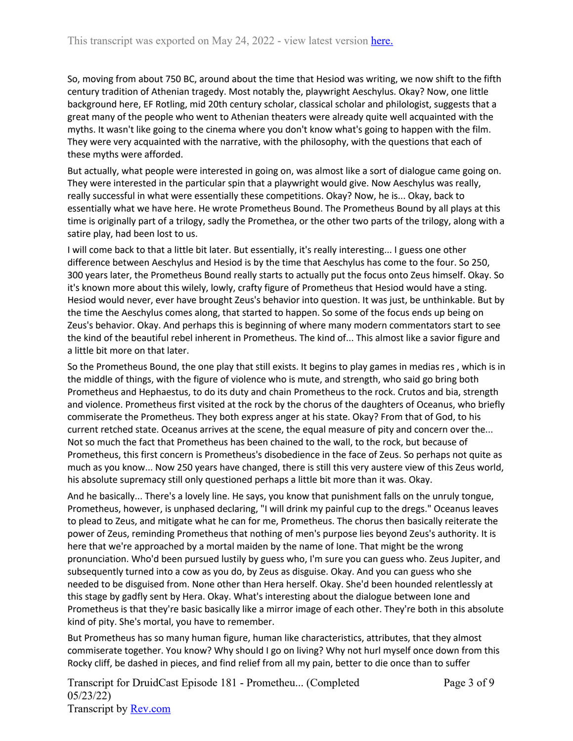So, moving from about 750 BC, around about the time that Hesiod was writing, we now shift to the fifth century tradition of Athenian tragedy. Most notably the, playwright Aeschylus. Okay? Now, one little background here, EF Rotling, mid 20th century scholar, classical scholar and philologist, suggests that a great many of the people who went to Athenian theaters were already quite well acquainted with the myths. It wasn't like going to the cinema where you don't know what's going to happen with the film. They were very acquainted with the narrative, with the philosophy, with the questions that each of these myths were afforded.

But actually, what people were interested in going on, was almost like a sort of dialogue came going on. They were interested in the particular spin that a playwright would give. Now Aeschylus was really, really successful in what were essentially these competitions. Okay? Now, he is... Okay, back to essentially what we have here. He wrote Prometheus Bound. The Prometheus Bound by all plays at this time is originally part of a trilogy, sadly the Promethea, or the other two parts of the trilogy, along with a satire play, had been lost to us.

I will come back to that a little bit later. But essentially, it's really interesting... I guess one other difference between Aeschylus and Hesiod is by the time that Aeschylus has come to the four. So 250, 300 years later, the Prometheus Bound really starts to actually put the focus onto Zeus himself. Okay. So it's known more about this wilely, lowly, crafty figure of Prometheus that Hesiod would have a sting. Hesiod would never, ever have brought Zeus's behavior into question. It was just, be unthinkable. But by the time the Aeschylus comes along, that started to happen. So some of the focus ends up being on Zeus's behavior. Okay. And perhaps this is beginning of where many modern commentators start to see the kind of the beautiful rebel inherent in Prometheus. The kind of... This almost like a savior figure and a little bit more on that later.

So the Prometheus Bound, the one play that still exists. It begins to play games in medias res , which is in the middle of things, with the figure of violence who is mute, and strength, who said go bring both Prometheus and Hephaestus, to do its duty and chain Prometheus to the rock. Crutos and bia, strength and violence. Prometheus first visited at the rock by the chorus of the daughters of Oceanus, who briefly commiserate the Prometheus. They both express anger at his state. Okay? From that of God, to his current retched state. Oceanus arrives at the scene, the equal measure of pity and concern over the... Not so much the fact that Prometheus has been chained to the wall, to the rock, but because of Prometheus, this first concern is Prometheus's disobedience in the face of Zeus. So perhaps not quite as much as you know... Now 250 years have changed, there is still this very austere view of this Zeus world, his absolute supremacy still only questioned perhaps a little bit more than it was. Okay.

And he basically... There's a lovely line. He says, you know that punishment falls on the unruly tongue, Prometheus, however, is unphased declaring, "I will drink my painful cup to the dregs." Oceanus leaves to plead to Zeus, and mitigate what he can for me, Prometheus. The chorus then basically reiterate the power of Zeus, reminding Prometheus that nothing of men's purpose lies beyond Zeus's authority. It is here that we're approached by a mortal maiden by the name of Ione. That might be the wrong pronunciation. Who'd been pursued lustily by guess who, I'm sure you can guess who. Zeus Jupiter, and subsequently turned into a cow as you do, by Zeus as disguise. Okay. And you can guess who she needed to be disguised from. None other than Hera herself. Okay. She'd been hounded relentlessly at this stage by gadfly sent by Hera. Okay. What's interesting about the dialogue between Ione and Prometheus is that they're basic basically like a mirror image of each other. They're both in this absolute kind of pity. She's mortal, you have to remember.

But Prometheus has so many human figure, human like characteristics, attributes, that they almost commiserate together. You know? Why should I go on living? Why not hurl myself once down from this Rocky cliff, be dashed in pieces, and find relief from all my pain, better to die once than to suffer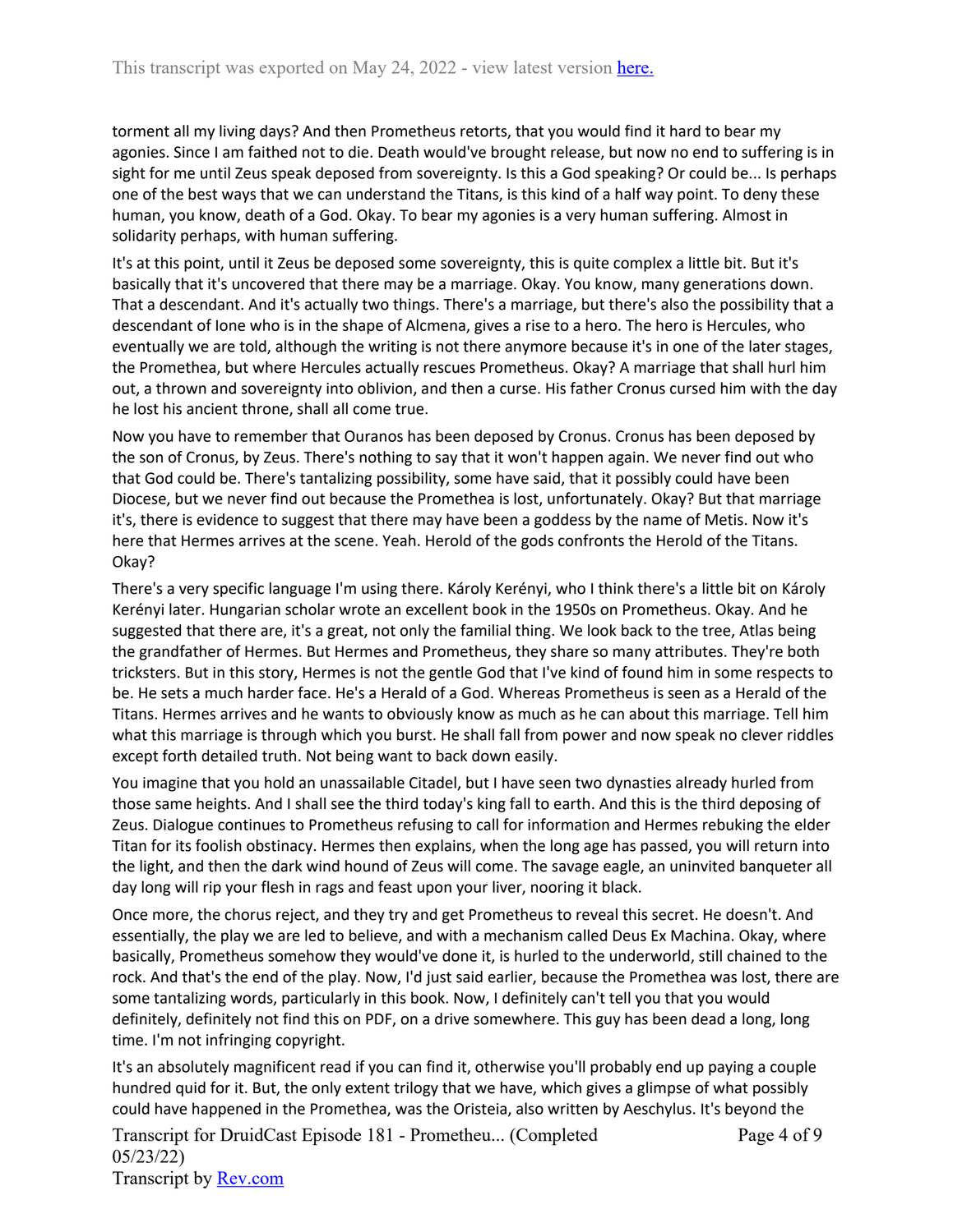torment all my living days? And then Prometheus retorts, that you would find it hard to bear my agonies. Since I am faithed not to die. Death would've brought release, but now no end to suffering is in sight for me until Zeus speak deposed from sovereignty. Is this a God speaking? Or could be... Is perhaps one of the best ways that we can understand the Titans, is this kind of a half way point. To deny these human, you know, death of a God. Okay. To bear my agonies is a very human suffering. Almost in solidarity perhaps, with human suffering.

It's at this point, until it Zeus be deposed some sovereignty, this is quite complex a little bit. But it's basically that it's uncovered that there may be a marriage. Okay. You know, many generations down. That a descendant. And it's actually two things. There's a marriage, but there's also the possibility that a descendant of Ione who is in the shape of Alcmena, gives a rise to a hero. The hero is Hercules, who eventually we are told, although the writing is not there anymore because it's in one of the later stages, the Promethea, but where Hercules actually rescues Prometheus. Okay? A marriage that shall hurl him out, a thrown and sovereignty into oblivion, and then a curse. His father Cronus cursed him with the day he lost his ancient throne, shall all come true.

Now you have to remember that Ouranos has been deposed by Cronus. Cronus has been deposed by the son of Cronus, by Zeus. There's nothing to say that it won't happen again. We never find out who that God could be. There's tantalizing possibility, some have said, that it possibly could have been Diocese, but we never find out because the Promethea is lost, unfortunately. Okay? But that marriage it's, there is evidence to suggest that there may have been a goddess by the name of Metis. Now it's here that Hermes arrives at the scene. Yeah. Herold of the gods confronts the Herold of the Titans. Okay?

There's a very specific language I'm using there. Károly Kerényi, who I think there's a little bit on Károly Kerényi later. Hungarian scholar wrote an excellent book in the 1950s on Prometheus. Okay. And he suggested that there are, it's a great, not only the familial thing. We look back to the tree, Atlas being the grandfather of Hermes. But Hermes and Prometheus, they share so many attributes. They're both tricksters. But in this story, Hermes is not the gentle God that I've kind of found him in some respects to be. He sets a much harder face. He's a Herald of a God. Whereas Prometheus is seen as a Herald of the Titans. Hermes arrives and he wants to obviously know as much as he can about this marriage. Tell him what this marriage is through which you burst. He shall fall from power and now speak no clever riddles except forth detailed truth. Not being want to back down easily.

You imagine that you hold an unassailable Citadel, but I have seen two dynasties already hurled from those same heights. And I shall see the third today's king fall to earth. And this is the third deposing of Zeus. Dialogue continues to Prometheus refusing to call for information and Hermes rebuking the elder Titan for its foolish obstinacy. Hermes then explains, when the long age has passed, you will return into the light, and then the dark wind hound of Zeus will come. The savage eagle, an uninvited banqueter all day long will rip your flesh in rags and feast upon your liver, nooring it black.

Once more, the chorus reject, and they try and get Prometheus to reveal this secret. He doesn't. And essentially, the play we are led to believe, and with a mechanism called Deus Ex Machina. Okay, where basically, Prometheus somehow they would've done it, is hurled to the underworld, still chained to the rock. And that's the end of the play. Now, I'd just said earlier, because the Promethea was lost, there are some tantalizing words, particularly in this book. Now, I definitely can't tell you that you would definitely, definitely not find this on PDF, on a drive somewhere. This guy has been dead a long, long time. I'm not infringing copyright.

It's an absolutely magnificent read if you can find it, otherwise you'll probably end up paying a couple hundred quid for it. But, the only extent trilogy that we have, which gives a glimpse of what possibly could have happened in the Promethea, was the Oristeia, also written by Aeschylus. It's beyond the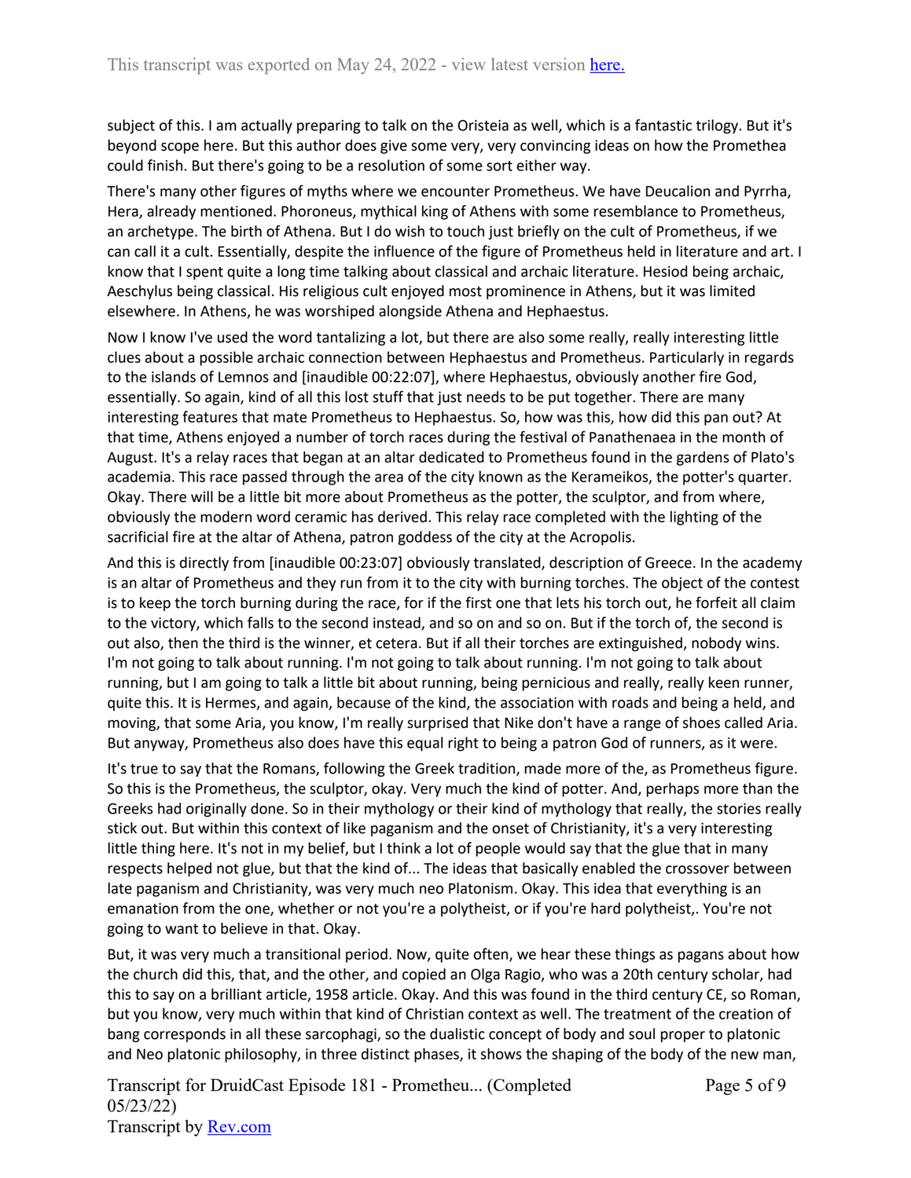subject of this. I am actually preparing to talk on the Oristeia as well, which is a fantastic trilogy. But it's beyond scope here. But this author does give some very, very convincing ideas on how the Promethea could finish. But there's going to be a resolution of some sort either way.

There's many other figures of myths where we encounter Prometheus. We have Deucalion and Pyrrha, Hera, already mentioned. Phoroneus, mythical king of Athens with some resemblance to Prometheus, an archetype. The birth of Athena. But I do wish to touch just briefly on the cult of Prometheus, if we can call it a cult. Essentially, despite the influence of the figure of Prometheus held in literature and art. I know that I spent quite a long time talking about classical and archaic literature. Hesiod being archaic, Aeschylus being classical. His religious cult enjoyed most prominence in Athens, but it was limited elsewhere. In Athens, he was worshiped alongside Athena and Hephaestus.

Now I know I've used the word tantalizing a lot, but there are also some really, really interesting little clues about a possible archaic connection between Hephaestus and Prometheus. Particularly in regards to the islands of Lemnos and [inaudible 00:22:07], where Hephaestus, obviously another fire God, essentially. So again, kind of all this lost stuff that just needs to be put together. There are many interesting features that mate Prometheus to Hephaestus. So, how was this, how did this pan out? At that time, Athens enjoyed a number of torch races during the festival of Panathenaea in the month of August. It's a relay races that began at an altar dedicated to Prometheus found in the gardens of Plato's academia. This race passed through the area of the city known as the Kerameikos, the potter's quarter. Okay. There will be a little bit more about Prometheus as the potter, the sculptor, and from where, obviously the modern word ceramic has derived. This relay race completed with the lighting of the sacrificial fire at the altar of Athena, patron goddess of the city at the Acropolis.

And this is directly from [inaudible 00:23:07] obviously translated, description of Greece. In the academy is an altar of Prometheus and they run from it to the city with burning torches. The object of the contest is to keep the torch burning during the race, for if the first one that lets his torch out, he forfeit all claim to the victory, which falls to the second instead, and so on and so on. But if the torch of, the second is out also, then the third is the winner, et cetera. But if all their torches are extinguished, nobody wins. I'm not going to talk about running. I'm not going to talk about running. I'm not going to talk about running, but I am going to talk a little bit about running, being pernicious and really, really keen runner, quite this. It is Hermes, and again, because of the kind, the association with roads and being a held, and moving, that some Aria, you know, I'm really surprised that Nike don't have a range of shoes called Aria. But anyway, Prometheus also does have this equal right to being a patron God of runners, as it were.

It's true to say that the Romans, following the Greek tradition, made more of the, as Prometheus figure. So this is the Prometheus, the sculptor, okay. Very much the kind of potter. And, perhaps more than the Greeks had originally done. So in their mythology or their kind of mythology that really, the stories really stick out. But within this context of like paganism and the onset of Christianity, it's a very interesting little thing here. It's not in my belief, but I think a lot of people would say that the glue that in many respects helped not glue, but that the kind of... The ideas that basically enabled the crossover between late paganism and Christianity, was very much neo Platonism. Okay. This idea that everything is an emanation from the one, whether or not you're a polytheist, or if you're hard polytheist,. You're not going to want to believe in that. Okay.

But, it was very much a transitional period. Now, quite often, we hear these things as pagans about how the church did this, that, and the other, and copied an Olga Ragio, who was a 20th century scholar, had this to say on a brilliant article, 1958 article. Okay. And this was found in the third century CE, so Roman, but you know, very much within that kind of Christian context as well. The treatment of the creation of bang corresponds in all these sarcophagi, so the dualistic concept of body and soul proper to platonic and Neo platonic philosophy, in three distinct phases, it shows the shaping of the body of the new man,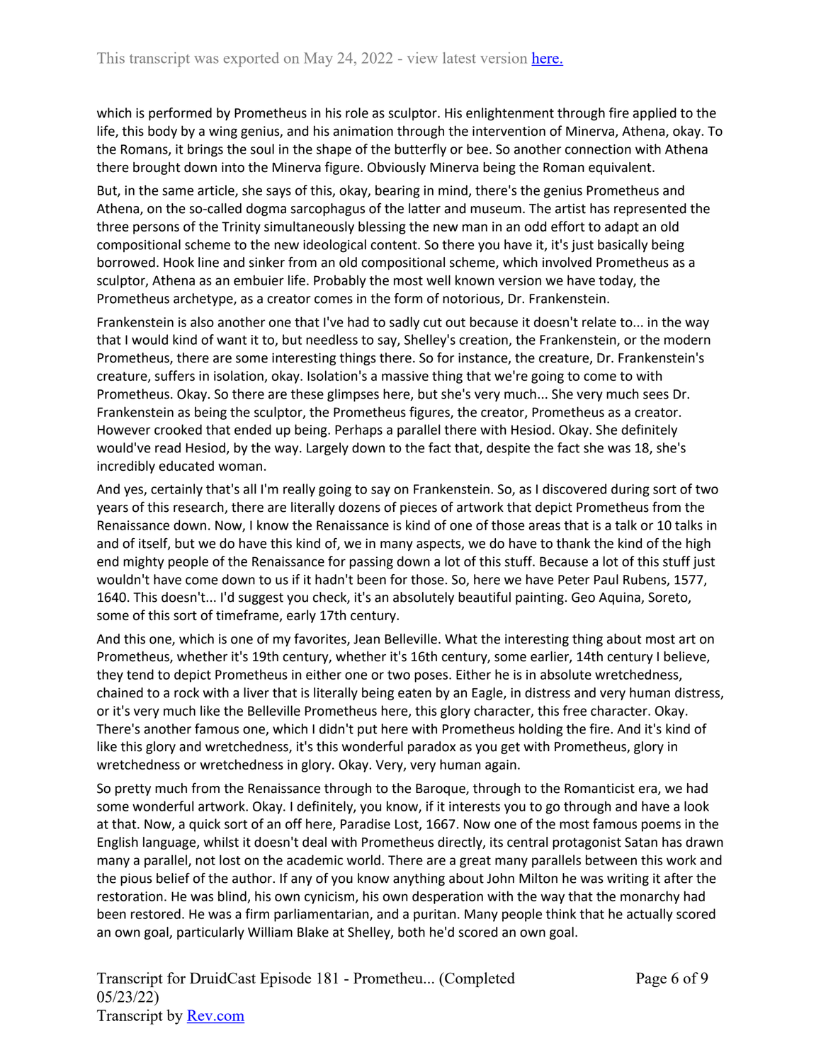which is performed by Prometheus in his role as sculptor. His enlightenment through fire applied to the life, this body by a wing genius, and his animation through the intervention of Minerva, Athena, okay. To the Romans, it brings the soul in the shape of the butterfly or bee. So another connection with Athena there brought down into the Minerva figure. Obviously Minerva being the Roman equivalent.

But, in the same article, she says of this, okay, bearing in mind, there's the genius Prometheus and Athena, on the so-called dogma sarcophagus of the latter and museum. The artist has represented the three persons of the Trinity simultaneously blessing the new man in an odd effort to adapt an old compositional scheme to the new ideological content. So there you have it, it's just basically being borrowed. Hook line and sinker from an old compositional scheme, which involved Prometheus as a sculptor, Athena as an embuier life. Probably the most well known version we have today, the Prometheus archetype, as a creator comes in the form of notorious, Dr. Frankenstein.

Frankenstein is also another one that I've had to sadly cut out because it doesn't relate to... in the way that I would kind of want it to, but needless to say, Shelley's creation, the Frankenstein, or the modern Prometheus, there are some interesting things there. So for instance, the creature, Dr. Frankenstein's creature, suffers in isolation, okay. Isolation's a massive thing that we're going to come to with Prometheus. Okay. So there are these glimpses here, but she's very much... She very much sees Dr. Frankenstein as being the sculptor, the Prometheus figures, the creator, Prometheus as a creator. However crooked that ended up being. Perhaps a parallel there with Hesiod. Okay. She definitely would've read Hesiod, by the way. Largely down to the fact that, despite the fact she was 18, she's incredibly educated woman.

And yes, certainly that's all I'm really going to say on Frankenstein. So, as I discovered during sort of two years of this research, there are literally dozens of pieces of artwork that depict Prometheus from the Renaissance down. Now, I know the Renaissance is kind of one of those areas that is a talk or 10 talks in and of itself, but we do have this kind of, we in many aspects, we do have to thank the kind of the high end mighty people of the Renaissance for passing down a lot of this stuff. Because a lot of this stuff just wouldn't have come down to us if it hadn't been for those. So, here we have Peter Paul Rubens, 1577, 1640. This doesn't... I'd suggest you check, it's an absolutely beautiful painting. Geo Aquina, Soreto, some of this sort of timeframe, early 17th century.

And this one, which is one of my favorites, Jean Belleville. What the interesting thing about most art on Prometheus, whether it's 19th century, whether it's 16th century, some earlier, 14th century I believe, they tend to depict Prometheus in either one or two poses. Either he is in absolute wretchedness, chained to a rock with a liver that is literally being eaten by an Eagle, in distress and very human distress, or it's very much like the Belleville Prometheus here, this glory character, this free character. Okay. There's another famous one, which I didn't put here with Prometheus holding the fire. And it's kind of like this glory and wretchedness, it's this wonderful paradox as you get with Prometheus, glory in wretchedness or wretchedness in glory. Okay. Very, very human again.

So pretty much from the Renaissance through to the Baroque, through to the Romanticist era, we had some wonderful artwork. Okay. I definitely, you know, if it interests you to go through and have a look at that. Now, a quick sort of an off here, Paradise Lost, 1667. Now one of the most famous poems in the English language, whilst it doesn't deal with Prometheus directly, its central protagonist Satan has drawn many a parallel, not lost on the academic world. There are a great many parallels between this work and the pious belief of the author. If any of you know anything about John Milton he was writing it after the restoration. He was blind, his own cynicism, his own desperation with the way that the monarchy had been restored. He was a firm parliamentarian, and a puritan. Many people think that he actually scored an own goal, particularly William Blake at Shelley, both he'd scored an own goal.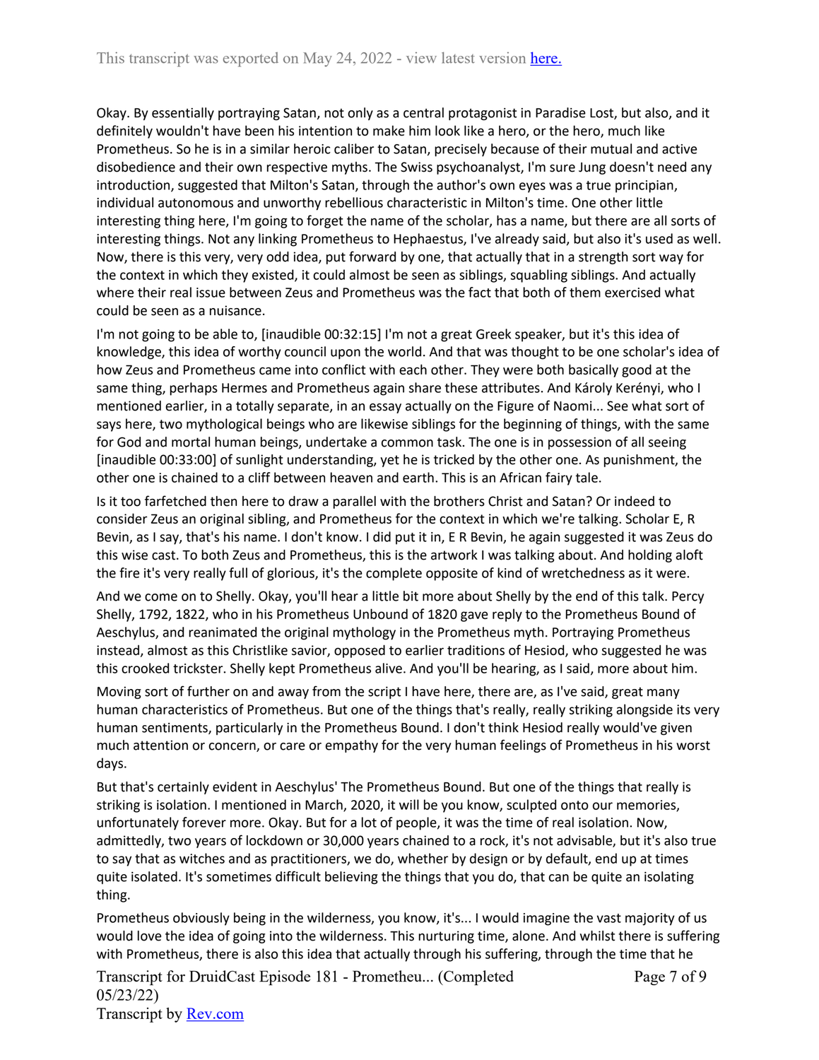Okay. By essentially portraying Satan, not only as a central protagonist in Paradise Lost, but also, and it definitely wouldn't have been his intention to make him look like a hero, or the hero, much like Prometheus. So he is in a similar heroic caliber to Satan, precisely because of their mutual and active disobedience and their own respective myths. The Swiss psychoanalyst, I'm sure Jung doesn't need any introduction, suggested that Milton's Satan, through the author's own eyes was a true principian, individual autonomous and unworthy rebellious characteristic in Milton's time. One other little interesting thing here, I'm going to forget the name of the scholar, has a name, but there are all sorts of interesting things. Not any linking Prometheus to Hephaestus, I've already said, but also it's used as well. Now, there is this very, very odd idea, put forward by one, that actually that in a strength sort way for the context in which they existed, it could almost be seen as siblings, squabling siblings. And actually where their real issue between Zeus and Prometheus was the fact that both of them exercised what could be seen as a nuisance.

I'm not going to be able to, [inaudible 00:32:15] I'm not a great Greek speaker, but it's this idea of knowledge, this idea of worthy council upon the world. And that was thought to be one scholar's idea of how Zeus and Prometheus came into conflict with each other. They were both basically good at the same thing, perhaps Hermes and Prometheus again share these attributes. And Károly Kerényi, who I mentioned earlier, in a totally separate, in an essay actually on the Figure of Naomi... See what sort of says here, two mythological beings who are likewise siblings for the beginning of things, with the same for God and mortal human beings, undertake a common task. The one is in possession of all seeing [inaudible 00:33:00] of sunlight understanding, yet he is tricked by the other one. As punishment, the other one is chained to a cliff between heaven and earth. This is an African fairy tale.

Is it too farfetched then here to draw a parallel with the brothers Christ and Satan? Or indeed to consider Zeus an original sibling, and Prometheus for the context in which we're talking. Scholar E, R Bevin, as I say, that's his name. I don't know. I did put it in, E R Bevin, he again suggested it was Zeus do this wise cast. To both Zeus and Prometheus, this is the artwork I was talking about. And holding aloft the fire it's very really full of glorious, it's the complete opposite of kind of wretchedness as it were.

And we come on to Shelly. Okay, you'll hear a little bit more about Shelly by the end of this talk. Percy Shelly, 1792, 1822, who in his Prometheus Unbound of 1820 gave reply to the Prometheus Bound of Aeschylus, and reanimated the original mythology in the Prometheus myth. Portraying Prometheus instead, almost as this Christlike savior, opposed to earlier traditions of Hesiod, who suggested he was this crooked trickster. Shelly kept Prometheus alive. And you'll be hearing, as I said, more about him.

Moving sort of further on and away from the script I have here, there are, as I've said, great many human characteristics of Prometheus. But one of the things that's really, really striking alongside its very human sentiments, particularly in the Prometheus Bound. I don't think Hesiod really would've given much attention or concern, or care or empathy for the very human feelings of Prometheus in his worst days.

But that's certainly evident in Aeschylus' The Prometheus Bound. But one of the things that really is striking is isolation. I mentioned in March, 2020, it will be you know, sculpted onto our memories, unfortunately forever more. Okay. But for a lot of people, it was the time of real isolation. Now, admittedly, two years of lockdown or 30,000 years chained to a rock, it's not advisable, but it's also true to say that as witches and as practitioners, we do, whether by design or by default, end up at times quite isolated. It's sometimes difficult believing the things that you do, that can be quite an isolating thing.

Prometheus obviously being in the wilderness, you know, it's... I would imagine the vast majority of us would love the idea of going into the wilderness. This nurturing time, alone. And whilst there is suffering with Prometheus, there is also this idea that actually through his suffering, through the time that he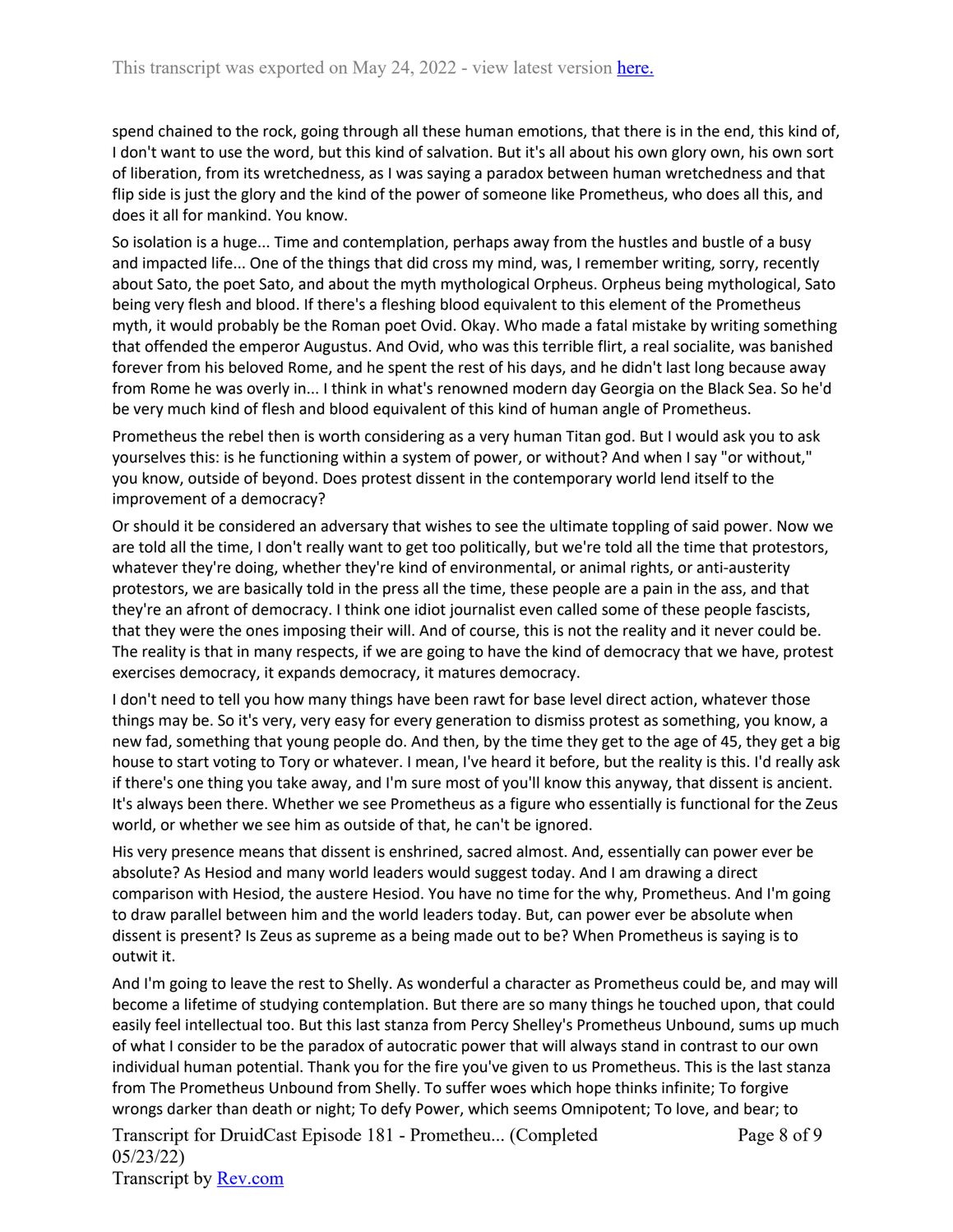spend chained to the rock, going through all these human emotions, that there is in the end, this kind of, I don't want to use the word, but this kind of salvation. But it's all about his own glory own, his own sort of liberation, from its wretchedness, as I was saying a paradox between human wretchedness and that flip side is just the glory and the kind of the power of someone like Prometheus, who does all this, and does it all for mankind. You know.

So isolation is a huge... Time and contemplation, perhaps away from the hustles and bustle of a busy and impacted life... One of the things that did cross my mind, was, I remember writing, sorry, recently about Sato, the poet Sato, and about the myth mythological Orpheus. Orpheus being mythological, Sato being very flesh and blood. If there's a fleshing blood equivalent to this element of the Prometheus myth, it would probably be the Roman poet Ovid. Okay. Who made a fatal mistake by writing something that offended the emperor Augustus. And Ovid, who was this terrible flirt, a real socialite, was banished forever from his beloved Rome, and he spent the rest of his days, and he didn't last long because away from Rome he was overly in... I think in what's renowned modern day Georgia on the Black Sea. So he'd be very much kind of flesh and blood equivalent of this kind of human angle of Prometheus.

Prometheus the rebel then is worth considering as a very human Titan god. But I would ask you to ask yourselves this: is he functioning within a system of power, or without? And when I say "or without," you know, outside of beyond. Does protest dissent in the contemporary world lend itself to the improvement of a democracy?

Or should it be considered an adversary that wishes to see the ultimate toppling of said power. Now we are told all the time, I don't really want to get too politically, but we're told all the time that protestors, whatever they're doing, whether they're kind of environmental, or animal rights, or anti-austerity protestors, we are basically told in the press all the time, these people are a pain in the ass, and that they're an afront of democracy. I think one idiot journalist even called some of these people fascists, that they were the ones imposing their will. And of course, this is not the reality and it never could be. The reality is that in many respects, if we are going to have the kind of democracy that we have, protest exercises democracy, it expands democracy, it matures democracy.

I don't need to tell you how many things have been rawt for base level direct action, whatever those things may be. So it's very, very easy for every generation to dismiss protest as something, you know, a new fad, something that young people do. And then, by the time they get to the age of 45, they get a big house to start voting to Tory or whatever. I mean, I've heard it before, but the reality is this. I'd really ask if there's one thing you take away, and I'm sure most of you'll know this anyway, that dissent is ancient. It's always been there. Whether we see Prometheus as a figure who essentially is functional for the Zeus world, or whether we see him as outside of that, he can't be ignored.

His very presence means that dissent is enshrined, sacred almost. And, essentially can power ever be absolute? As Hesiod and many world leaders would suggest today. And I am drawing a direct comparison with Hesiod, the austere Hesiod. You have no time for the why, Prometheus. And I'm going to draw parallel between him and the world leaders today. But, can power ever be absolute when dissent is present? Is Zeus as supreme as a being made out to be? When Prometheus is saying is to outwit it.

And I'm going to leave the rest to Shelly. As wonderful a character as Prometheus could be, and may will become a lifetime of studying contemplation. But there are so many things he touched upon, that could easily feel intellectual too. But this last stanza from Percy Shelley's Prometheus Unbound, sums up much of what I consider to be the paradox of autocratic power that will always stand in contrast to our own individual human potential. Thank you for the fire you've given to us Prometheus. This is the last stanza from The Prometheus Unbound from Shelly. To suffer woes which hope thinks infinite; To forgive wrongs darker than death or night; To defy Power, which seems Omnipotent; To love, and bear; to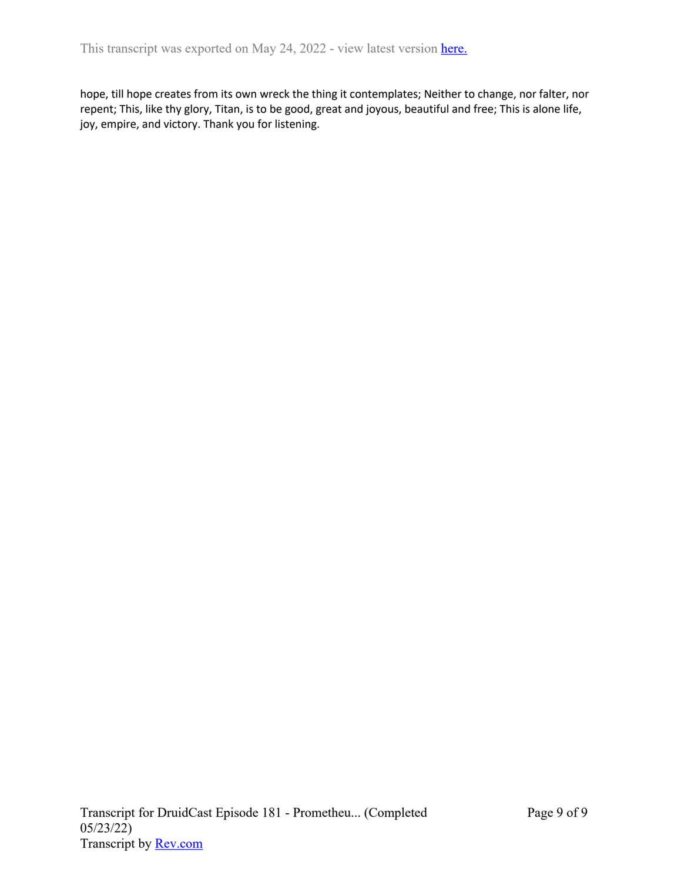hope, till hope creates from its own wreck the thing it contemplates; Neither to change, nor falter, nor repent; This, like thy glory, Titan, is to be good, great and joyous, beautiful and free; This is alone life, joy, empire, and victory. Thank you for listening.